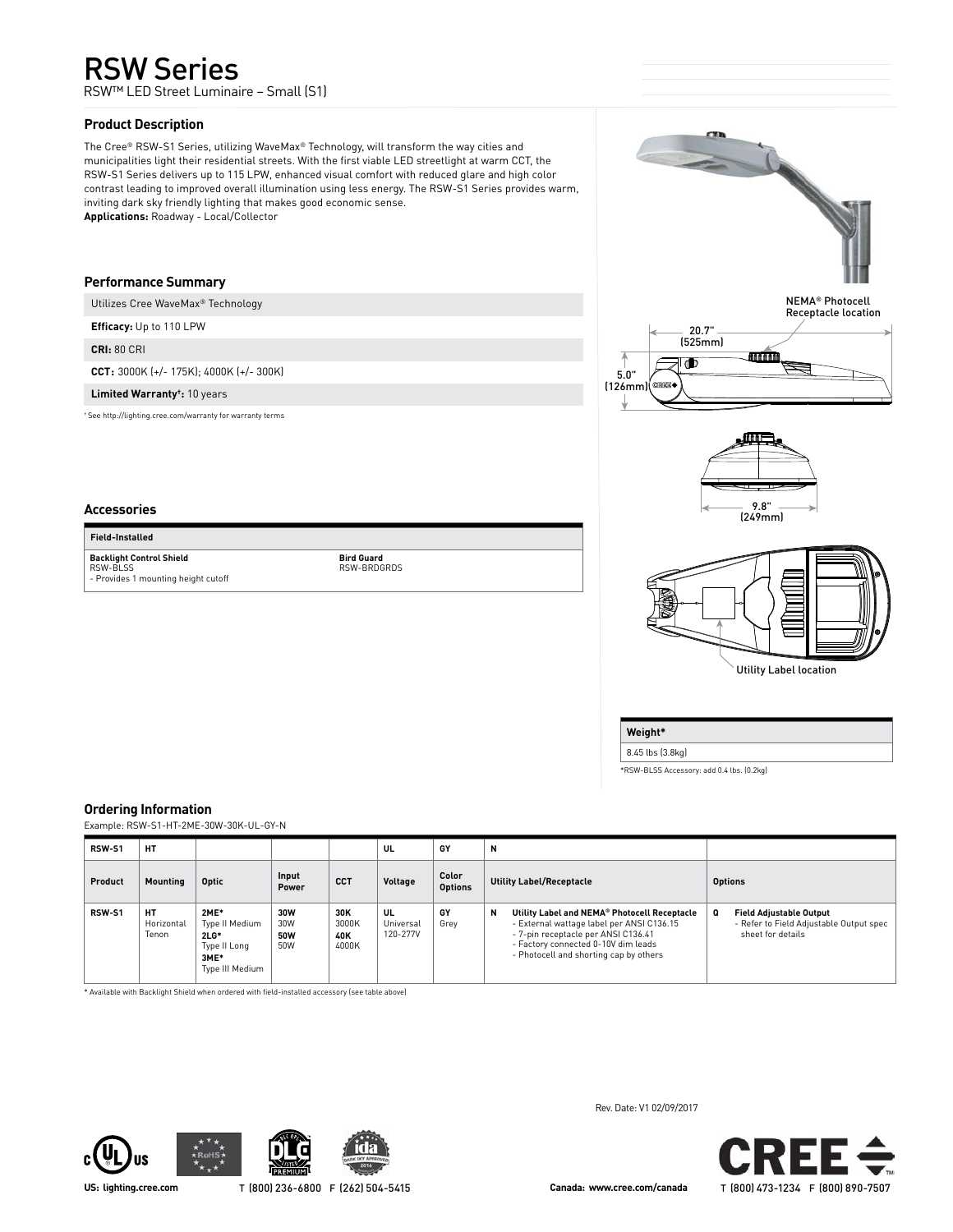# RSW Series

RSW™ LED Street Luminaire – Small (S1)

## Product Description

The Cree® RSW-S1 Series, utilizing WaveMax® Technology, will transform the way cities and municipalities light their residential streets. With the first viable LED streetlight at warm CCT, the RSW-S1 Series delivers up to 115 LPW, enhanced visual comfort with reduced glare and high color contrast leading to improved overall illumination using less energy. The RSW-S1 Series provides warm, inviting dark sky friendly lighting that makes good economic sense.

**Applications:** Roadway - Local/Collector

## Performance Summary

Utilizes Cree WaveMax® Technology

**Efficacy:** Up to 110 LPW

**CRI:** 80 CRI

**CCT:** 3000K (+/- 175K); 4000K (+/- 300K)

**Limited Warranty†:** 10 years

† See http://lighting.cree.com/warranty for warranty terms

NEMA® Photocell Receptacle location

20.7" (525mm)

5.0" (126mm)

9.8" (249mm)

Utility Label location

## Accessories

| Field-Installed | |
|---|---|
| **Backlight Control Shield**<br>RSW-BLSS<br>- Provides 1 mounting height cutoff | **Bird Guard**<br>RSW-BRDGRDS |

| Weight* |
|---|
| 8.45 lbs (3.8kg) |

*RSW-BLSS Accessory: add 0.4 lbs. (0.2kg)

## Ordering Information

Example: RSW-S1-HT-2ME-30W-30K-UL-GY-N

| RSW-S1 | HT | | | | UL | GY | N | |
|---|---|---|---|---|---|---|---|---|
| **Product** | **Mounting** | **Optic** | **Input Power** | **CCT** | **Voltage** | **Color Options** | **Utility Label/Receptacle** | **Options** |
| **RSW-S1** | **HT**<br>Horizontal Tenon | **2ME***<br>Type II Medium<br>**2LG***<br>Type II Long<br>**3ME***<br>Type III Medium | **30W**<br>30W<br>**50W**<br>50W | **30K**<br>3000K<br>**40K**<br>4000K | **UL**<br>Universal 120-277V | **GY**<br>Grey | **N** **Utility Label and NEMA® Photocell Receptacle**<br>- External wattage label per ANSI C136.15<br>- 7-pin receptacle per ANSI C136.41<br>- Factory connected 0-10V dim leads<br>- Photocell and shorting cap by others | **Q** **Field Adjustable Output**<br>- Refer to Field Adjustable Output spec sheet for details |

* Available with Backlight Shield when ordered with field-installed accessory (see table above)

Rev. Date: V1 02/09/2017

US: lighting.cree.com T (800) 236-6800 F (262) 504-5415

Canada: www.cree.com/canada T (800) 473-1234 F (800) 890-7507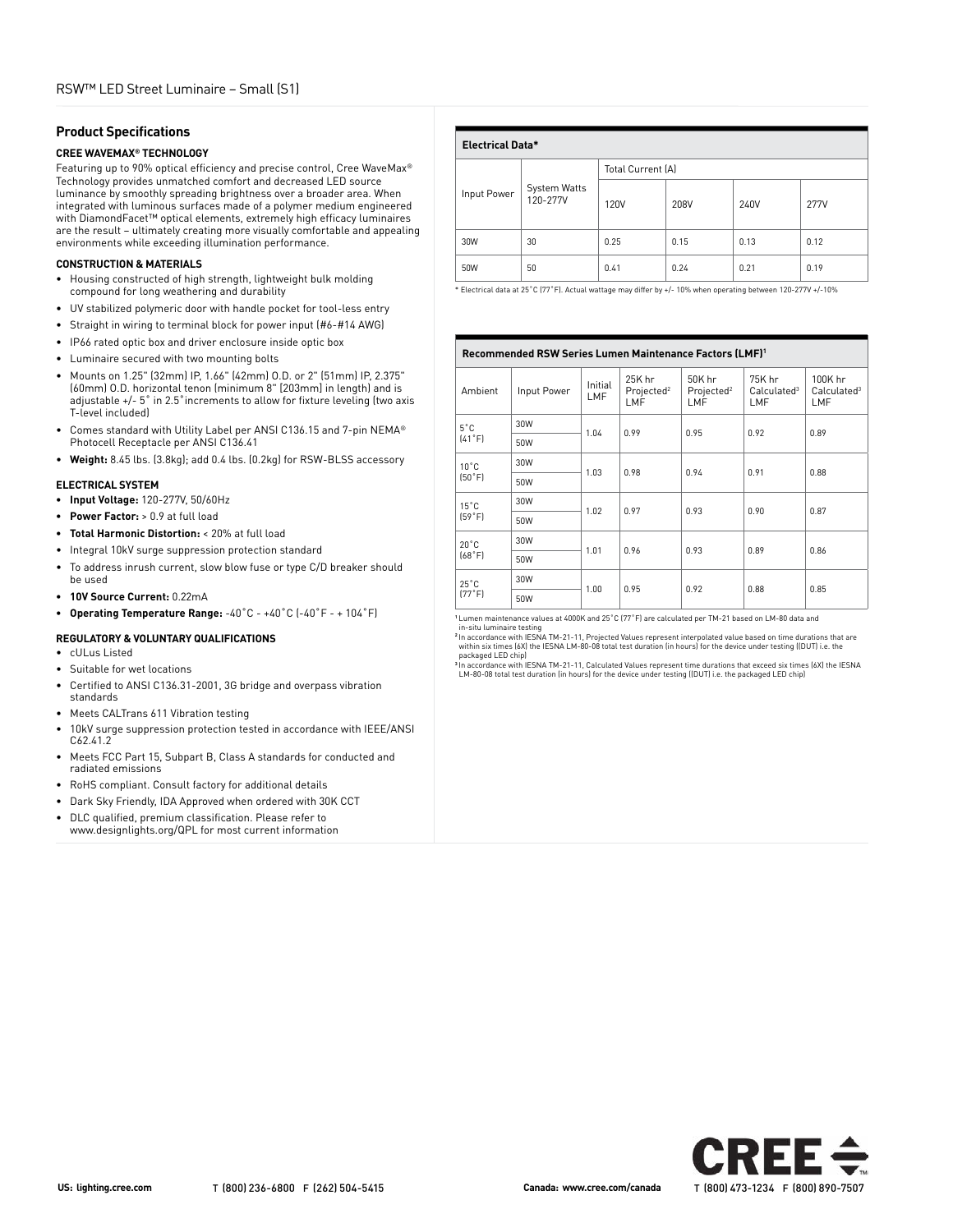## Product Specifications

### CREE WAVEMAX® TECHNOLOGY

Featuring up to 90% optical efficiency and precise control, Cree WaveMax® Technology provides unmatched comfort and decreased LED source luminance by smoothly spreading brightness over a broader area. When integrated with luminous surfaces made of a polymer medium engineered with DiamondFacet™ optical elements, extremely high efficacy luminaires are the result – ultimately creating more visually comfortable and appealing environments while exceeding illumination performance.

### CONSTRUCTION & MATERIALS

- Housing constructed of high strength, lightweight bulk molding compound for long weathering and durability
- UV stabilized polymeric door with handle pocket for tool-less entry
- Straight in wiring to terminal block for power input (#6-#14 AWG)
- IP66 rated optic box and driver enclosure inside optic box
- Luminaire secured with two mounting bolts
- Mounts on 1.25" (32mm) IP, 1.66" (42mm) O.D. or 2" (51mm) IP, 2.375" (60mm) O.D. horizontal tenon (minimum 8" [203mm] in length) and is adjustable +/- 5˚ in 2.5˚increments to allow for fixture leveling (two axis T-level included)
- Comes standard with Utility Label per ANSI C136.15 and 7-pin NEMA® Photocell Receptacle per ANSI C136.41
- **Weight:** 8.45 lbs. (3.8kg); add 0.4 lbs. (0.2kg) for RSW-BLSS accessory

### ELECTRICAL SYSTEM

- **Input Voltage:** 120-277V, 50/60Hz
- **Power Factor:** > 0.9 at full load
- **Total Harmonic Distortion:** < 20% at full load
- Integral 10kV surge suppression protection standard
- To address inrush current, slow blow fuse or type C/D breaker should be used
- **10V Source Current:** 0.22mA
- **Operating Temperature Range:** -40˚C - +40˚C (-40˚F - + 104˚F)

### REGULATORY & VOLUNTARY QUALIFICATIONS

- cULus Listed
- Suitable for wet locations
- Certified to ANSI C136.31-2001, 3G bridge and overpass vibration standards
- Meets CALTrans 611 Vibration testing
- 10kV surge suppression protection tested in accordance with IEEE/ANSI C62.41.2
- Meets FCC Part 15, Subpart B, Class A standards for conducted and radiated emissions
- RoHS compliant. Consult factory for additional details
- Dark Sky Friendly, IDA Approved when ordered with 30K CCT
- DLC qualified, premium classification. Please refer to www.designlights.org/QPL for most current information

**Electrical Data***

| Input Power | System Watts 120-277V | Total Current (A) | | | |
|---|---|---|---|---|---|
| | | 120V | 208V | 240V | 277V |
| 30W | 30 | 0.25 | 0.15 | 0.13 | 0.12 |
| 50W | 50 | 0.41 | 0.24 | 0.21 | 0.19 |

* Electrical data at 25˚C (77˚F). Actual wattage may differ by +/- 10% when operating between 120-277V +/-10%

**Recommended RSW Series Lumen Maintenance Factors (LMF)[1]**

| Ambient | Input Power | Initial LMF | 25K hr Projected[2] LMF | 50K hr Projected[2] LMF | 75K hr Calculated[3] LMF | 100K hr Calculated[3] LMF |
|---|---|---|---|---|---|---|
| 5˚C (41˚F) | 30W | 1.04 | 0.99 | 0.95 | 0.92 | 0.89 |
| | 50W | | | | | |
| 10˚C (50˚F) | 30W | 1.03 | 0.98 | 0.94 | 0.91 | 0.88 |
| | 50W | | | | | |
| 15˚C (59˚F) | 30W | 1.02 | 0.97 | 0.93 | 0.90 | 0.87 |
| | 50W | | | | | |
| 20˚C (68˚F) | 30W | 1.01 | 0.96 | 0.93 | 0.89 | 0.86 |
| | 50W | | | | | |
| 25˚C (77˚F) | 30W | 1.00 | 0.95 | 0.92 | 0.88 | 0.85 |
| | 50W | | | | | |

[1] Lumen maintenance values at 4000K and 25˚C (77˚F) are calculated per TM-21 based on LM-80 data and in-situ luminaire testing

[2] In accordance with IESNA TM-21-11, Projected Values represent interpolated value based on time durations that are within six times (6X) the IESNA LM-80-08 total test duration (in hours) for the device under testing ((DUT) i.e. the packaged LED chip)

[3] In accordance with IESNA TM-21-11, Calculated Values represent time durations that exceed six times (6X) the IESNA LM-80-08 total test duration (in hours) for the device under testing ((DUT) i.e. the packaged LED chip)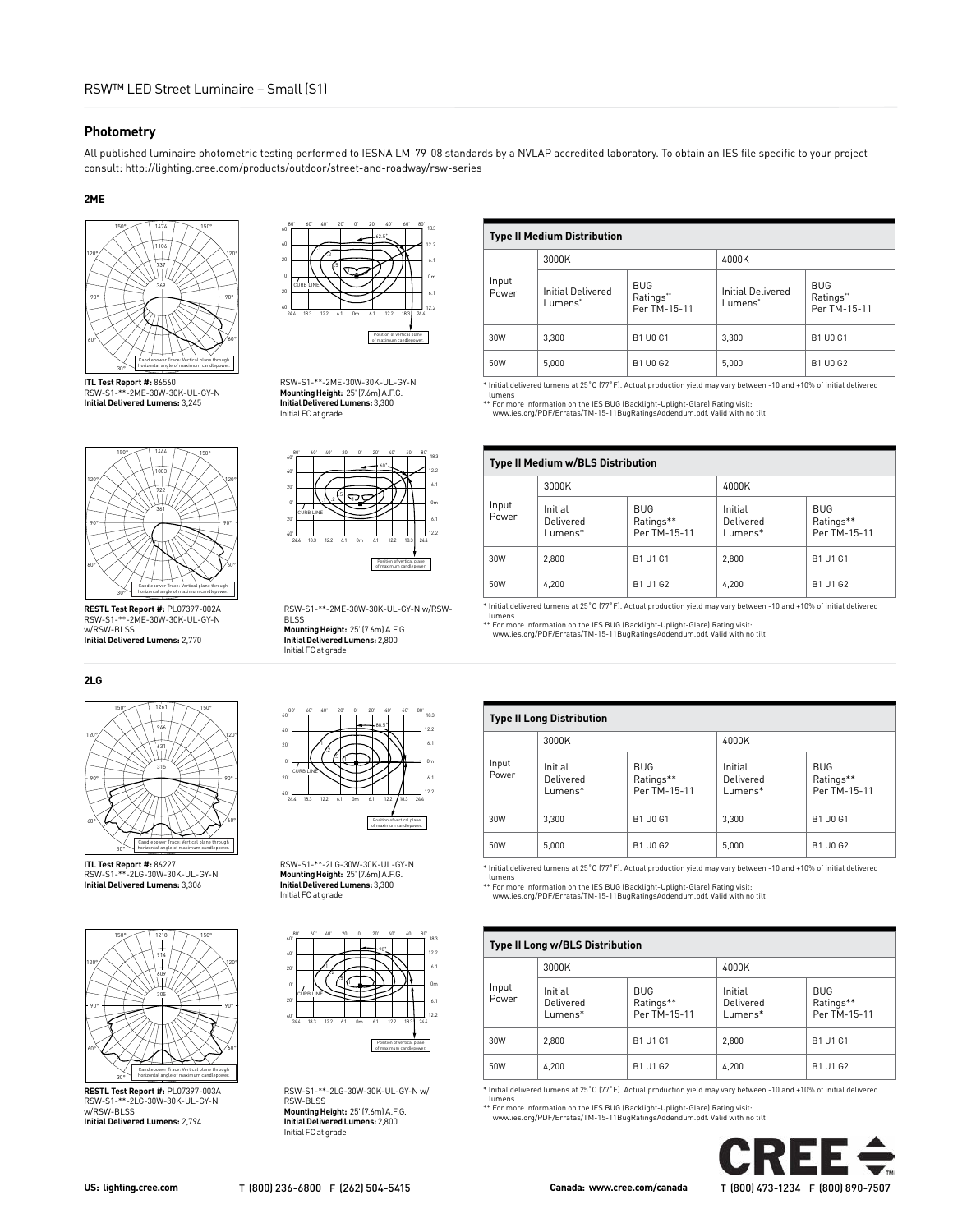## Photometry

All published luminaire photometric testing performed to IESNA LM-79-08 standards by a NVLAP accredited laboratory. To obtain an IES file specific to your project consult: http://lighting.cree.com/products/outdoor/street-and-roadway/rsw-series

### 2ME

**ITL Test Report #:** 86560
RSW-S1-**-2ME-30W-30K-UL-GY-N
**Initial Delivered Lumens:** 3,245

RSW-S1-**-2ME-30W-30K-UL-GY-N
**Mounting Height:** 25' (7.6m) A.F.G.
**Initial Delivered Lumens:** 3,300
Initial FC at grade

| Type II Medium Distribution | | | | |
|---|---|---|---|---|
| Input Power | 3000K | | 4000K | |
| | Initial Delivered Lumens* | BUG Ratings** Per TM-15-11 | Initial Delivered Lumens* | BUG Ratings** Per TM-15-11 |
| 30W | 3,300 | B1 U0 G1 | 3,300 | B1 U0 G1 |
| 50W | 5,000 | B1 U0 G2 | 5,000 | B1 U0 G2 |

\* Initial delivered lumens at 25˚C (77˚F). Actual production yield may vary between -10 and +10% of initial delivered lumens
** For more information on the IES BUG (Backlight-Uplight-Glare) Rating visit: www.ies.org/PDF/Erratas/TM-15-11BugRatingsAddendum.pdf. Valid with no tilt

**RESTL Test Report #:** PL07397-002A
RSW-S1-**-2ME-30W-30K-UL-GY-N w/RSW-BLSS
**Initial Delivered Lumens:** 2,770

RSW-S1-**-2ME-30W-30K-UL-GY-N w/RSW-BLSS
**Mounting Height:** 25' (7.6m) A.F.G.
**Initial Delivered Lumens:** 2,800
Initial FC at grade

| Type II Medium w/BLS Distribution | | | | |
|---|---|---|---|---|
| Input Power | 3000K | | 4000K | |
| | Initial Delivered Lumens* | BUG Ratings** Per TM-15-11 | Initial Delivered Lumens* | BUG Ratings** Per TM-15-11 |
| 30W | 2,800 | B1 U1 G1 | 2,800 | B1 U1 G1 |
| 50W | 4,200 | B1 U1 G2 | 4,200 | B1 U1 G2 |

\* Initial delivered lumens at 25˚C (77˚F). Actual production yield may vary between -10 and +10% of initial delivered lumens
** For more information on the IES BUG (Backlight-Uplight-Glare) Rating visit: www.ies.org/PDF/Erratas/TM-15-11BugRatingsAddendum.pdf. Valid with no tilt

### 2LG

**ITL Test Report #:** 86227
RSW-S1-**-2LG-30W-30K-UL-GY-N
**Initial Delivered Lumens:** 3,306

RSW-S1-**-2LG-30W-30K-UL-GY-N
**Mounting Height:** 25' (7.6m) A.F.G.
**Initial Delivered Lumens:** 3,300
Initial FC at grade

| Type II Long Distribution | | | | |
|---|---|---|---|---|
| Input Power | 3000K | | 4000K | |
| | Initial Delivered Lumens* | BUG Ratings** Per TM-15-11 | Initial Delivered Lumens* | BUG Ratings** Per TM-15-11 |
| 30W | 3,300 | B1 U0 G1 | 3,300 | B1 U0 G1 |
| 50W | 5,000 | B1 U0 G2 | 5,000 | B1 U0 G2 |

\* Initial delivered lumens at 25˚C (77˚F). Actual production yield may vary between -10 and +10% of initial delivered lumens
** For more information on the IES BUG (Backlight-Uplight-Glare) Rating visit: www.ies.org/PDF/Erratas/TM-15-11BugRatingsAddendum.pdf. Valid with no tilt

**RESTL Test Report #:** PL07397-003A
RSW-S1-**-2LG-30W-30K-UL-GY-N w/RSW-BLSS
**Initial Delivered Lumens:** 2,794

RSW-S1-**-2LG-30W-30K-UL-GY-N w/ RSW-BLSS
**Mounting Height:** 25' (7.6m) A.F.G.
**Initial Delivered Lumens:** 2,800
Initial FC at grade

| Type II Long w/BLS Distribution | | | | |
|---|---|---|---|---|
| Input Power | 3000K | | 4000K | |
| | Initial Delivered Lumens* | BUG Ratings** Per TM-15-11 | Initial Delivered Lumens* | BUG Ratings** Per TM-15-11 |
| 30W | 2,800 | B1 U1 G1 | 2,800 | B1 U1 G1 |
| 50W | 4,200 | B1 U1 G2 | 4,200 | B1 U1 G2 |

\* Initial delivered lumens at 25˚C (77˚F). Actual production yield may vary between -10 and +10% of initial delivered lumens
** For more information on the IES BUG (Backlight-Uplight-Glare) Rating visit: www.ies.org/PDF/Erratas/TM-15-11BugRatingsAddendum.pdf. Valid with no tilt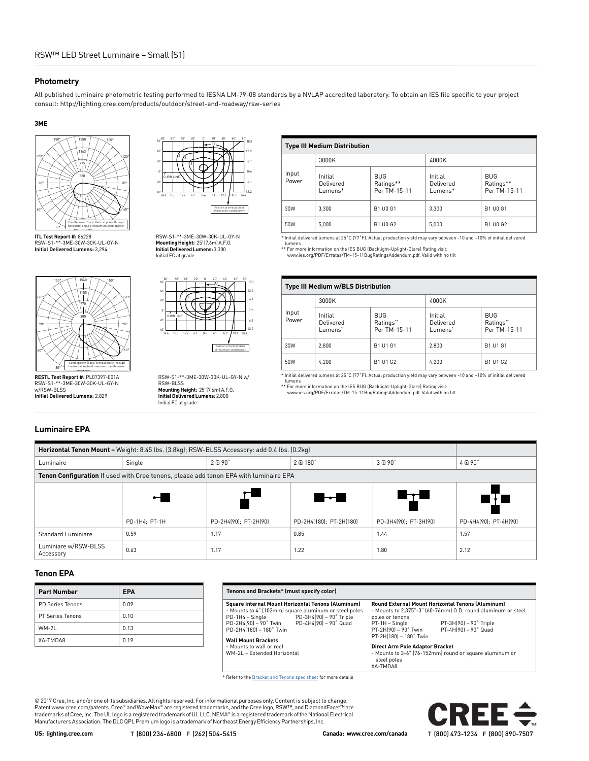## Photometry

All published luminaire photometric testing performed to IESNA LM-79-08 standards by a NVLAP accredited laboratory. To obtain an IES file specific to your project consult: http://lighting.cree.com/products/outdoor/street-and-roadway/rsw-series

### 3ME

150° 1550 150°
1163
120° 120°
775
388
90° 90°
60° 60°
30° Candlepower Trace: Vertical plane through horizontal angle of maximum candlepower.

**ITL Test Report #:** 86228
RSW-S1-**-3ME-30W-30K-UL-GY-N
**Initial Delivered Lumens:** 3,294

80' 60' 40' 20' 0' 20' 40' 60' 80'
60' 40' 20' 0' 20' 40' 60'
18.3 12.2 6.1 0m 6.1 12.2
24.4 18.3 12.2 6.1 0m 6.1 12.2 18.3 24.4
CURB LINE
Position of vertical plane of maximum candlepower.

RSW-S1-**-3ME-30W-30K-UL-GY-N
**Mounting Height:** 25' (7.6m) A.F.G.
**Initial Delivered Lumens:** 3,300
Initial FC at grade

| Type III Medium Distribution | | | | |
|---|---|---|---|---|
| Input Power | 3000K | | 4000K | |
| | Initial Delivered Lumens* | BUG Ratings** Per TM-15-11 | Initial Delivered Lumens* | BUG Ratings** Per TM-15-11 |
| 30W | 3,300 | B1 U0 G1 | 3,300 | B1 U0 G1 |
| 50W | 5,000 | B1 U0 G2 | 5,000 | B1 U0 G2 |

* Initial delivered lumens at 25˚C (77˚F). Actual production yield may vary between -10 and +10% of initial delivered lumens
** For more information on the IES BUG (Backlight-Uplight-Glare) Rating visit: www.ies.org/PDF/Erratas/TM-15-11BugRatingsAddendum.pdf. Valid with no tilt

150° 1540 150°
1155
120° 120°
770
385
90° 90°
60° 60°
30° Candlepower Trace: Vertical plane through horizontal angle of maximum candlepower.

**RESTL Test Report #:** PL07397-001A
RSW-S1-**-3ME-30W-30K-UL-GY-N w/RSW-BLSS
**Initial Delivered Lumens:** 2,829

80' 60' 40' 20' 0' 20' 40' 60' 80'
60' 40' 20' 0' 20' 40' 60'
18.3 12.2 6.1 0m 6.1 12.2
24.4 18.3 12.2 6.1 0m 6.1 12.2 18.3 24.4
CURB LINE
Position of vertical plane of maximum candlepower.

RSW-S1-**-3ME-30W-30K-UL-GY-N w/ RSW-BLSS
**Mounting Height:** 25' (7.6m) A.F.G.
**Initial Delivered Lumens:** 2,800
Initial FC at grade

| Type III Medium w/BLS Distribution | | | | |
|---|---|---|---|---|
| Input Power | 3000K | | 4000K | |
| | Initial Delivered Lumens* | BUG Ratings** Per TM-15-11 | Initial Delivered Lumens* | BUG Ratings** Per TM-15-11 |
| 30W | 2,800 | B1 U1 G1 | 2,800 | B1 U1 G1 |
| 50W | 4,200 | B1 U1 G2 | 4,200 | B1 U1 G2 |

* Initial delivered lumens at 25˚C (77˚F). Actual production yield may vary between -10 and +10% of initial delivered lumens
** For more information on the IES BUG (Backlight-Uplight-Glare) Rating visit: www.ies.org/PDF/Erratas/TM-15-11BugRatingsAddendum.pdf. Valid with no tilt

## Luminaire EPA

| **Horizontal Tenon Mount –** Weight: 8.45 lbs. (3.8kg); RSW-BLSS Accessory: add 0.4 lbs. (0.2kg) | | | | | |
|---|---|---|---|---|---|
| Luminaire | Single | 2 @ 90˚ | 2 @ 180˚ | 3 @ 90˚ | 4 @ 90˚ |
| **Tenon Configuration** If used with Cree tenons, please add tenon EPA with luminaire EPA | | | | | |
| | PD-1H4; PT-1H | PD-2H4(90); PT-2H(90) | PD-2H4(180); PT-2H(180) | PD-3H4(90); PT-3H(90) | PD-4H4(90); PT-4H(90) |
| Standard Luminaire | 0.59 | 1.17 | 0.85 | 1.44 | 1.57 |
| Luminaire w/RSW-BLSS Accessory | 0.63 | 1.17 | 1.22 | 1.80 | 2.12 |

## Tenon EPA

| Part Number | EPA |
|---|---|
| PD Series Tenons | 0.09 |
| PT Series Tenons | 0.10 |
| WM-2L | 0.13 |
| XA-TMDA8 | 0.19 |

**Tenons and Brackets* (must specify color)**

**Square Internal Mount Horizontal Tenons (Aluminum)**
- Mounts to 4" (102mm) square aluminum or steel poles
PD-1H4 – Single
PD-2H4(90) – 90˚ Twin
PD-2H4(180) – 180˚ Twin
PD-3H4(90) – 90˚ Triple
PD-4H4(90) – 90˚ Quad

**Wall Mount Brackets**
- Mounts to wall or roof
WM-2L – Extended Horizontal

**Round External Mount Horizontal Tenons (Aluminum)**
- Mounts to 2.375"-3" (60-76mm) O.D. round aluminum or steel poles or tenons
PT-1H – Single
PT-2H(90) – 90˚ Twin
PT-2H(180) – 180˚ Twin
PT-3H(90) – 90˚ Triple
PT-4H(90) – 90˚ Quad

**Direct Arm Pole Adaptor Bracket**
- Mounts to 3-6" (76-152mm) round or square aluminum or steel poles
XA-TMDA8

* Refer to the Bracket and Tenons spec sheet for more details

© 2017 Cree, Inc. and/or one of its subsidiaries. All rights reserved. For informational purposes only. Content is subject to change. Patent www.cree.com/patents. Cree® and WaveMax® are registered trademarks, and the Cree logo, RSW™, and DiamondFacet™ are trademarks of Cree, Inc. The UL logo is a registered trademark of UL LLC. NEMA® is a registered trademark of the National Electrical Manufacturers Association. The DLC QPL Premium logo is a trademark of Northeast Energy Efficiency Partnerships, Inc.

**US: lighting.cree.com** T (800) 236-6800 F (262) 504-5415 **Canada: www.cree.com/canada** T (800) 473-1234 F (800) 890-7507